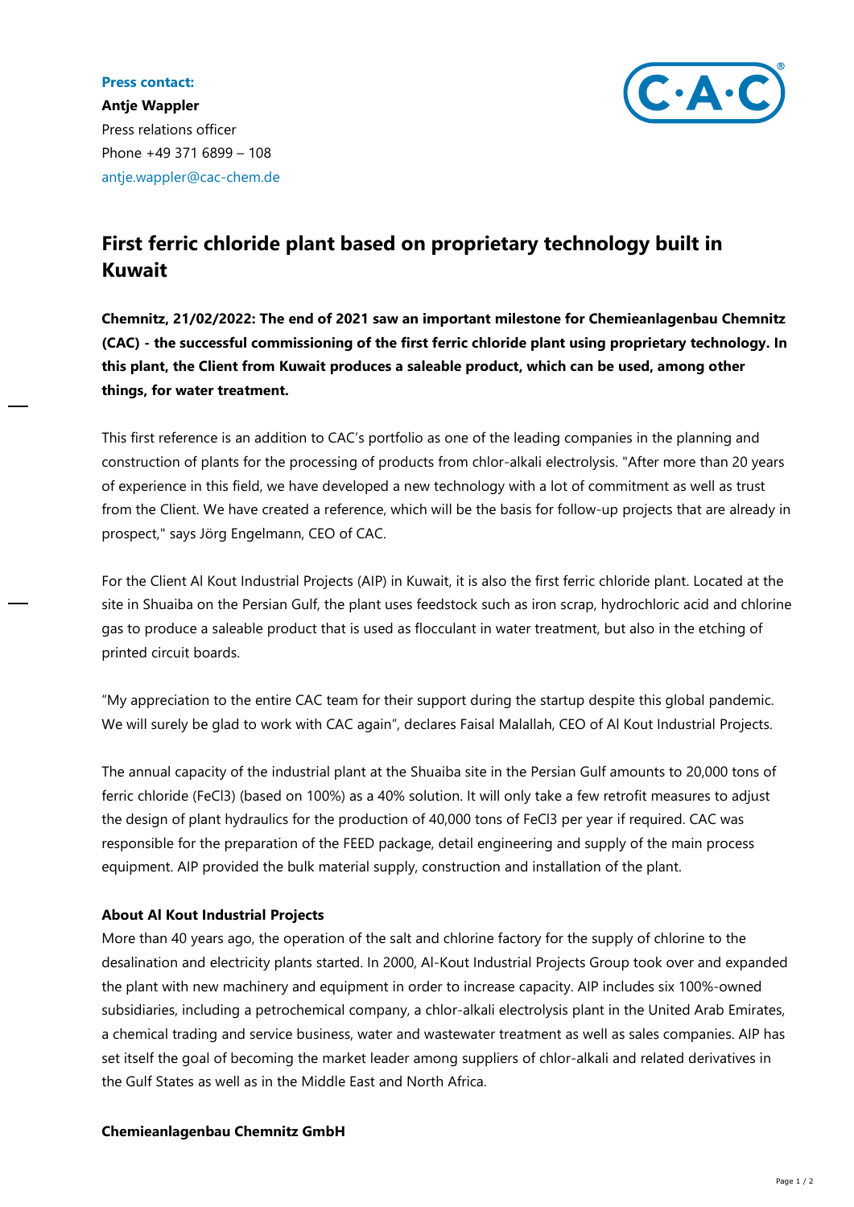**Press contact:**

**Antje Wappler**
Press relations officer
Phone +49 371 6899 – 108
antje.wappler@cac-chem.de

# First ferric chloride plant based on proprietary technology built in Kuwait

**Chemnitz, 21/02/2022: The end of 2021 saw an important milestone for Chemieanlagenbau Chemnitz (CAC) - the successful commissioning of the first ferric chloride plant using proprietary technology. In this plant, the Client from Kuwait produces a saleable product, which can be used, among other things, for water treatment.**

This first reference is an addition to CAC's portfolio as one of the leading companies in the planning and construction of plants for the processing of products from chlor-alkali electrolysis. "After more than 20 years of experience in this field, we have developed a new technology with a lot of commitment as well as trust from the Client. We have created a reference, which will be the basis for follow-up projects that are already in prospect," says Jörg Engelmann, CEO of CAC.

For the Client Al Kout Industrial Projects (AIP) in Kuwait, it is also the first ferric chloride plant. Located at the site in Shuaiba on the Persian Gulf, the plant uses feedstock such as iron scrap, hydrochloric acid and chlorine gas to produce a saleable product that is used as flocculant in water treatment, but also in the etching of printed circuit boards.

"My appreciation to the entire CAC team for their support during the startup despite this global pandemic. We will surely be glad to work with CAC again", declares Faisal Malallah, CEO of Al Kout Industrial Projects.

The annual capacity of the industrial plant at the Shuaiba site in the Persian Gulf amounts to 20,000 tons of ferric chloride ($FeCl_3$) (based on 100%) as a 40% solution. It will only take a few retrofit measures to adjust the design of plant hydraulics for the production of 40,000 tons of $FeCl_3$ per year if required. CAC was responsible for the preparation of the FEED package, detail engineering and supply of the main process equipment. AIP provided the bulk material supply, construction and installation of the plant.

**About Al Kout Industrial Projects**

More than 40 years ago, the operation of the salt and chlorine factory for the supply of chlorine to the desalination and electricity plants started. In 2000, Al-Kout Industrial Projects Group took over and expanded the plant with new machinery and equipment in order to increase capacity. AIP includes six 100%-owned subsidiaries, including a petrochemical company, a chlor-alkali electrolysis plant in the United Arab Emirates, a chemical trading and service business, water and wastewater treatment as well as sales companies. AIP has set itself the goal of becoming the market leader among suppliers of chlor-alkali and related derivatives in the Gulf States as well as in the Middle East and North Africa.

**Chemieanlagenbau Chemnitz GmbH**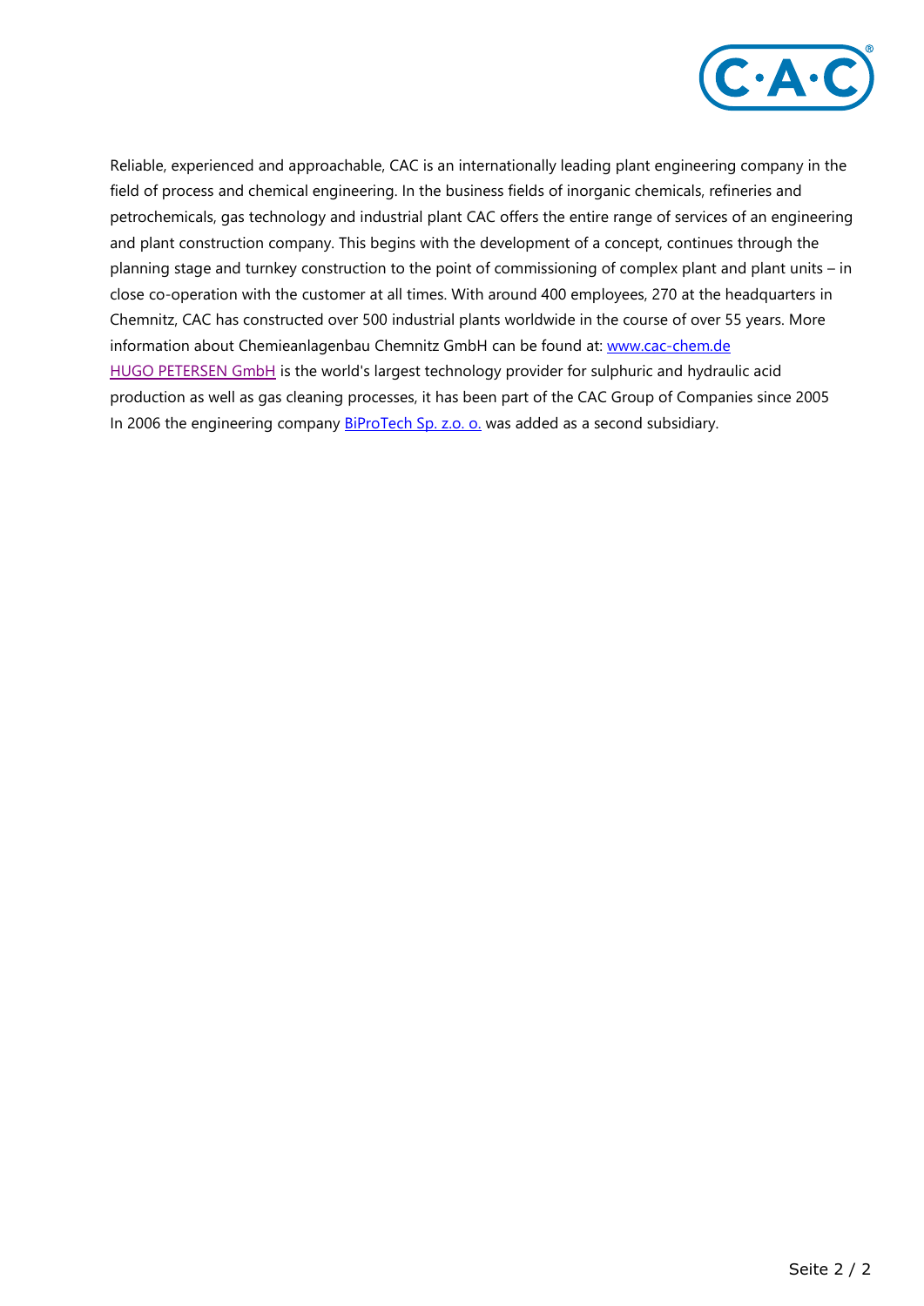Reliable, experienced and approachable, CAC is an internationally leading plant engineering company in the field of process and chemical engineering. In the business fields of inorganic chemicals, refineries and petrochemicals, gas technology and industrial plant CAC offers the entire range of services of an engineering and plant construction company. This begins with the development of a concept, continues through the planning stage and turnkey construction to the point of commissioning of complex plant and plant units – in close co-operation with the customer at all times. With around 400 employees, 270 at the headquarters in Chemnitz, CAC has constructed over 500 industrial plants worldwide in the course of over 55 years. More information about Chemieanlagenbau Chemnitz GmbH can be found at: www.cac-chem.de

HUGO PETERSEN GmbH is the world's largest technology provider for sulphuric and hydraulic acid production as well as gas cleaning processes, it has been part of the CAC Group of Companies since 2005

In 2006 the engineering company BiProTech Sp. z.o. o. was added as a second subsidiary.